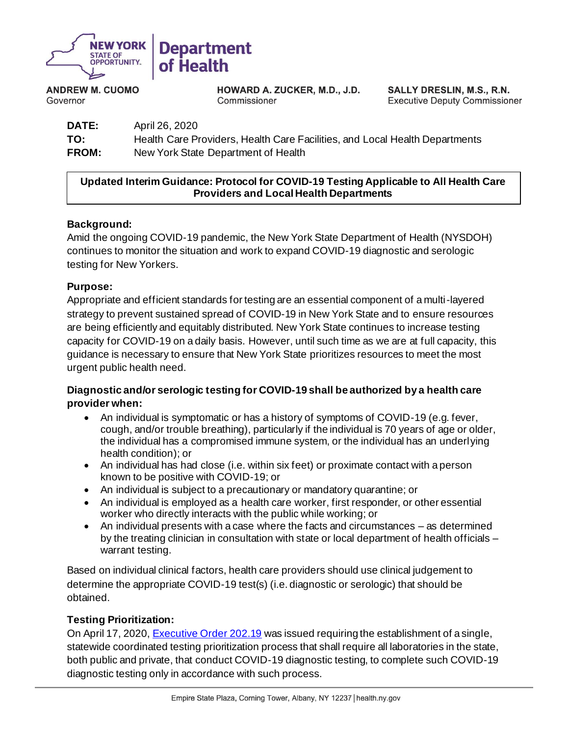NEW YORK STATE OF OPPORTUNITY. | Department of Health

**ANDREW M. CUOMO**
Governor

**HOWARD A. ZUCKER, M.D., J.D.**
Commissioner

**SALLY DRESLIN, M.S., R.N.**
Executive Deputy Commissioner

**DATE:** April 26, 2020
**TO:** Health Care Providers, Health Care Facilities, and Local Health Departments
**FROM:** New York State Department of Health

**Updated Interim Guidance: Protocol for COVID-19 Testing Applicable to All Health Care Providers and Local Health Departments**

**Background:**
Amid the ongoing COVID-19 pandemic, the New York State Department of Health (NYSDOH) continues to monitor the situation and work to expand COVID-19 diagnostic and serologic testing for New Yorkers.

**Purpose:**
Appropriate and efficient standards for testing are an essential component of a multi-layered strategy to prevent sustained spread of COVID-19 in New York State and to ensure resources are being efficiently and equitably distributed. New York State continues to increase testing capacity for COVID-19 on a daily basis. However, until such time as we are at full capacity, this guidance is necessary to ensure that New York State prioritizes resources to meet the most urgent public health need.

**Diagnostic and/or serologic testing for COVID-19 shall be authorized by a health care provider when:**

- An individual is symptomatic or has a history of symptoms of COVID-19 (e.g. fever, cough, and/or trouble breathing), particularly if the individual is 70 years of age or older, the individual has a compromised immune system, or the individual has an underlying health condition); or
- An individual has had close (i.e. within six feet) or proximate contact with a person known to be positive with COVID-19; or
- An individual is subject to a precautionary or mandatory quarantine; or
- An individual is employed as a health care worker, first responder, or other essential worker who directly interacts with the public while working; or
- An individual presents with a case where the facts and circumstances – as determined by the treating clinician in consultation with state or local department of health officials – warrant testing.

Based on individual clinical factors, health care providers should use clinical judgement to determine the appropriate COVID-19 test(s) (i.e. diagnostic or serologic) that should be obtained.

**Testing Prioritization:**
On April 17, 2020, Executive Order 202.19 was issued requiring the establishment of a single, statewide coordinated testing prioritization process that shall require all laboratories in the state, both public and private, that conduct COVID-19 diagnostic testing, to complete such COVID-19 diagnostic testing only in accordance with such process.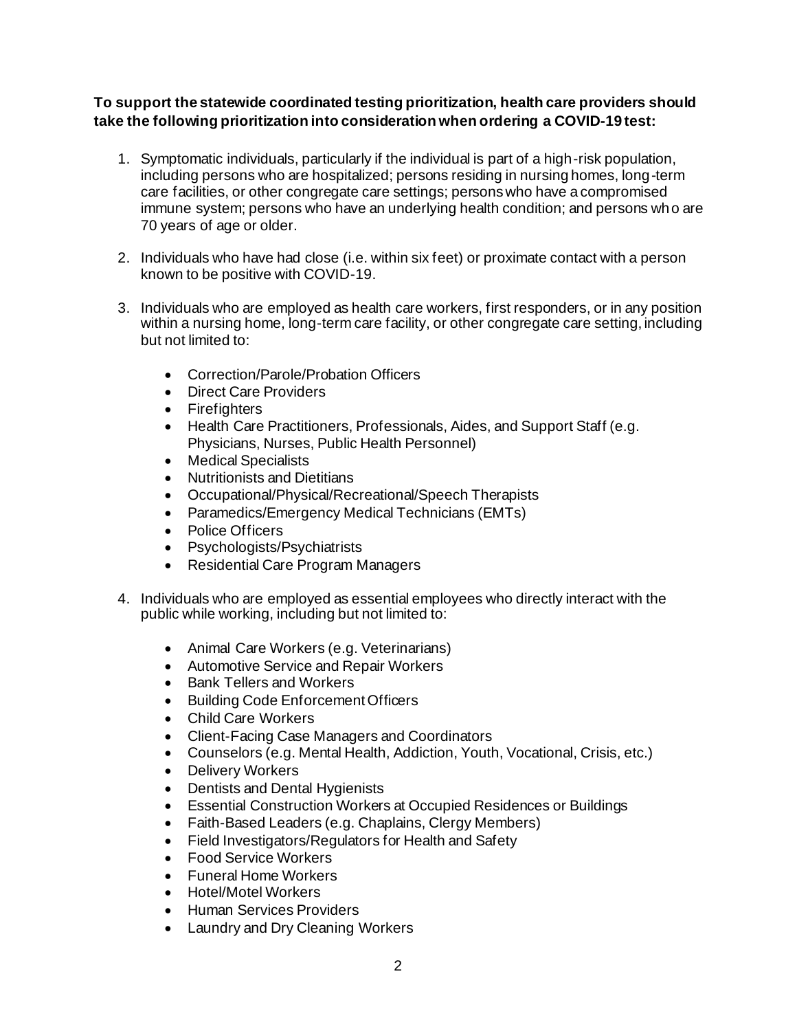**To support the statewide coordinated testing prioritization, health care providers should take the following prioritization into consideration when ordering a COVID-19 test:**

1. Symptomatic individuals, particularly if the individual is part of a high-risk population, including persons who are hospitalized; persons residing in nursing homes, long-term care facilities, or other congregate care settings; persons who have a compromised immune system; persons who have an underlying health condition; and persons who are 70 years of age or older.

2. Individuals who have had close (i.e. within six feet) or proximate contact with a person known to be positive with COVID-19.

3. Individuals who are employed as health care workers, first responders, or in any position within a nursing home, long-term care facility, or other congregate care setting, including but not limited to:

    - Correction/Parole/Probation Officers
    - Direct Care Providers
    - Firefighters
    - Health Care Practitioners, Professionals, Aides, and Support Staff (e.g. Physicians, Nurses, Public Health Personnel)
    - Medical Specialists
    - Nutritionists and Dietitians
    - Occupational/Physical/Recreational/Speech Therapists
    - Paramedics/Emergency Medical Technicians (EMTs)
    - Police Officers
    - Psychologists/Psychiatrists
    - Residential Care Program Managers

4. Individuals who are employed as essential employees who directly interact with the public while working, including but not limited to:

    - Animal Care Workers (e.g. Veterinarians)
    - Automotive Service and Repair Workers
    - Bank Tellers and Workers
    - Building Code Enforcement Officers
    - Child Care Workers
    - Client-Facing Case Managers and Coordinators
    - Counselors (e.g. Mental Health, Addiction, Youth, Vocational, Crisis, etc.)
    - Delivery Workers
    - Dentists and Dental Hygienists
    - Essential Construction Workers at Occupied Residences or Buildings
    - Faith-Based Leaders (e.g. Chaplains, Clergy Members)
    - Field Investigators/Regulators for Health and Safety
    - Food Service Workers
    - Funeral Home Workers
    - Hotel/Motel Workers
    - Human Services Providers
    - Laundry and Dry Cleaning Workers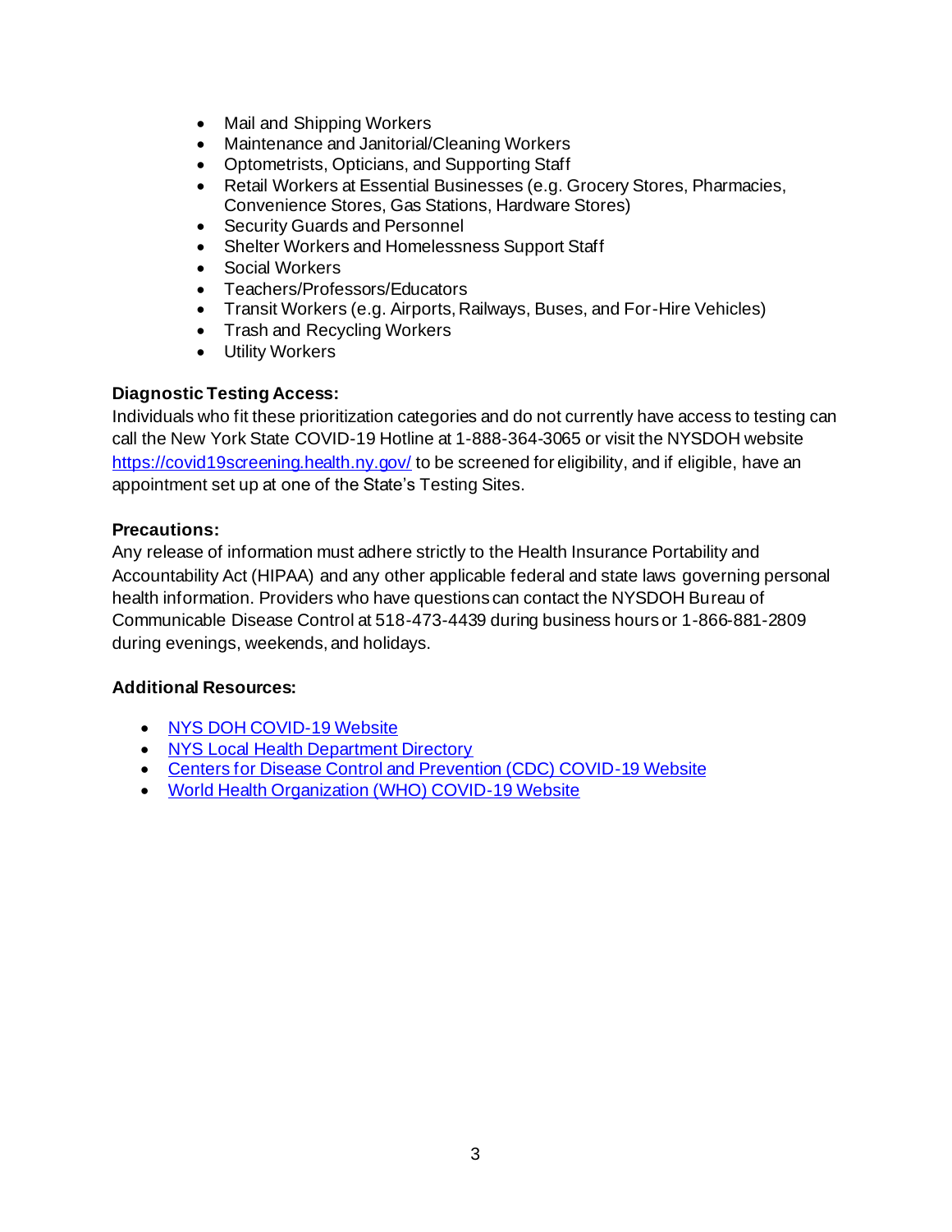- Mail and Shipping Workers
- Maintenance and Janitorial/Cleaning Workers
- Optometrists, Opticians, and Supporting Staff
- Retail Workers at Essential Businesses (e.g. Grocery Stores, Pharmacies, Convenience Stores, Gas Stations, Hardware Stores)
- Security Guards and Personnel
- Shelter Workers and Homelessness Support Staff
- Social Workers
- Teachers/Professors/Educators
- Transit Workers (e.g. Airports, Railways, Buses, and For-Hire Vehicles)
- Trash and Recycling Workers
- Utility Workers

**Diagnostic Testing Access:**
Individuals who fit these prioritization categories and do not currently have access to testing can call the New York State COVID-19 Hotline at 1-888-364-3065 or visit the NYSDOH website https://covid19screening.health.ny.gov/ to be screened for eligibility, and if eligible, have an appointment set up at one of the State's Testing Sites.

**Precautions:**
Any release of information must adhere strictly to the Health Insurance Portability and Accountability Act (HIPAA) and any other applicable federal and state laws governing personal health information. Providers who have questions can contact the NYSDOH Bureau of Communicable Disease Control at 518-473-4439 during business hours or 1-866-881-2809 during evenings, weekends, and holidays.

**Additional Resources:**

- NYS DOH COVID-19 Website
- NYS Local Health Department Directory
- Centers for Disease Control and Prevention (CDC) COVID-19 Website
- World Health Organization (WHO) COVID-19 Website